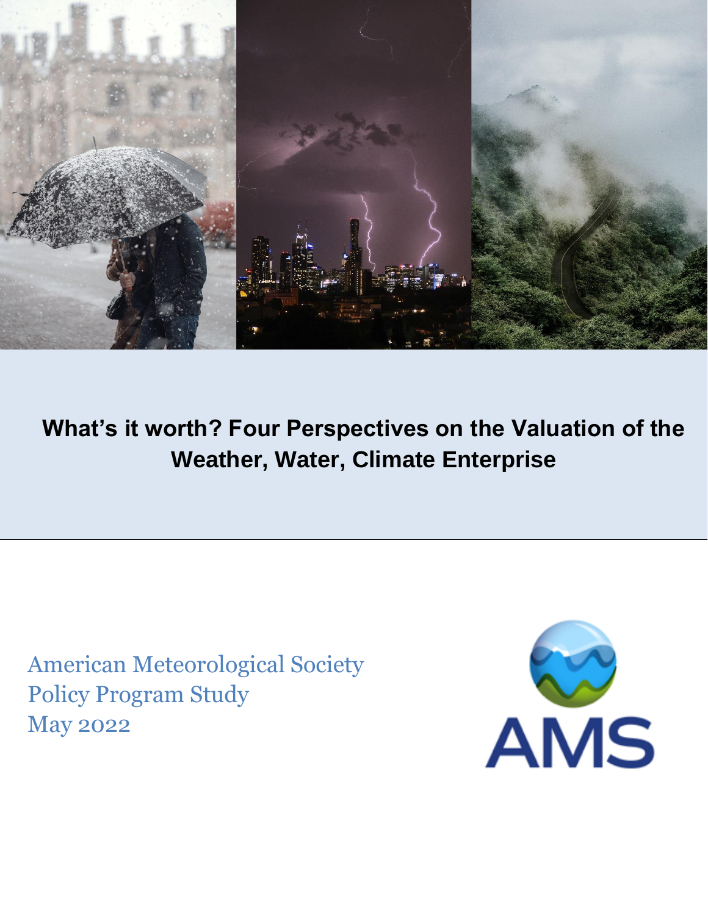# What's it worth? Four Perspectives on the Valuation of the Weather, Water, Climate Enterprise

American Meteorological Society
Policy Program Study
May 2022

AMS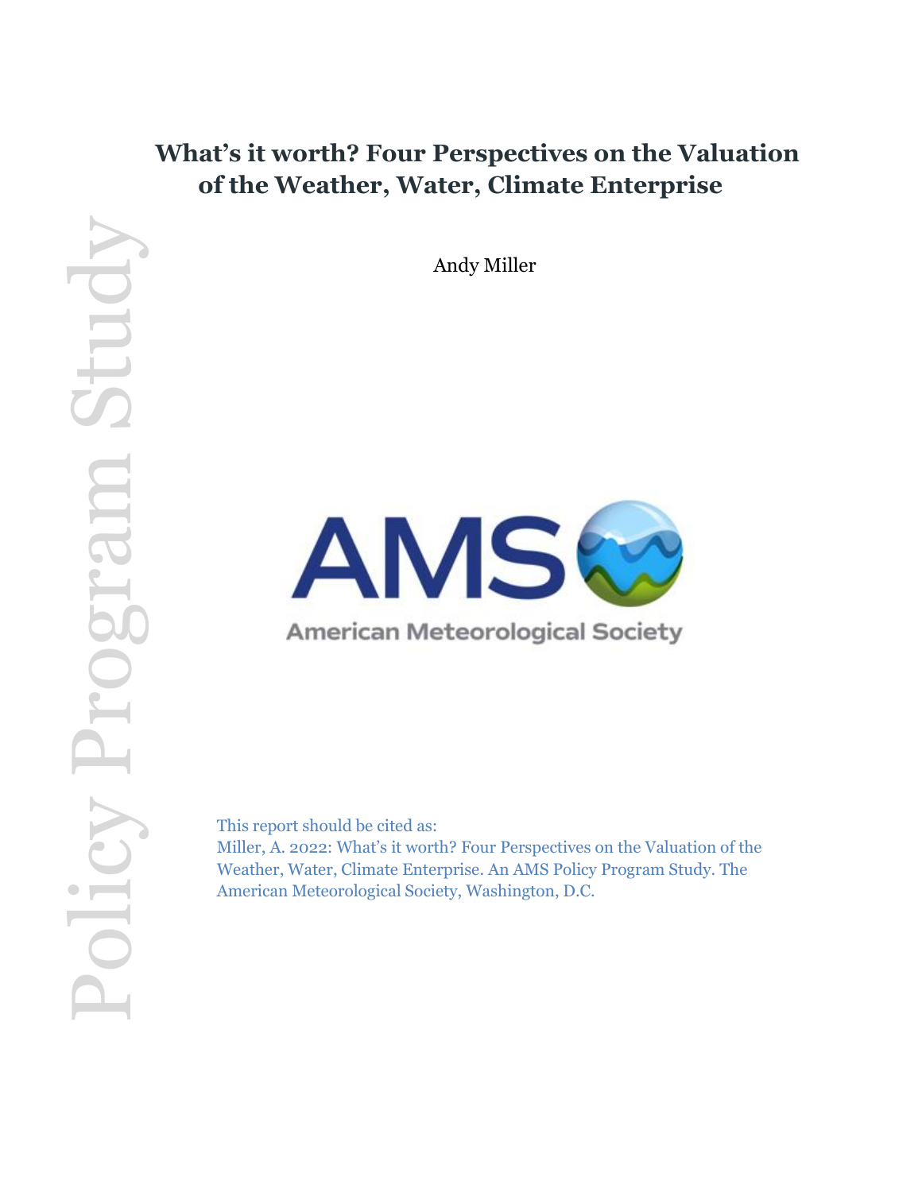# What's it worth? Four Perspectives on the Valuation of the Weather, Water, Climate Enterprise

Andy Miller

Policy Program Study

American Meteorological Society

This report should be cited as:
Miller, A. 2022: What's it worth? Four Perspectives on the Valuation of the Weather, Water, Climate Enterprise. An AMS Policy Program Study. The American Meteorological Society, Washington, D.C.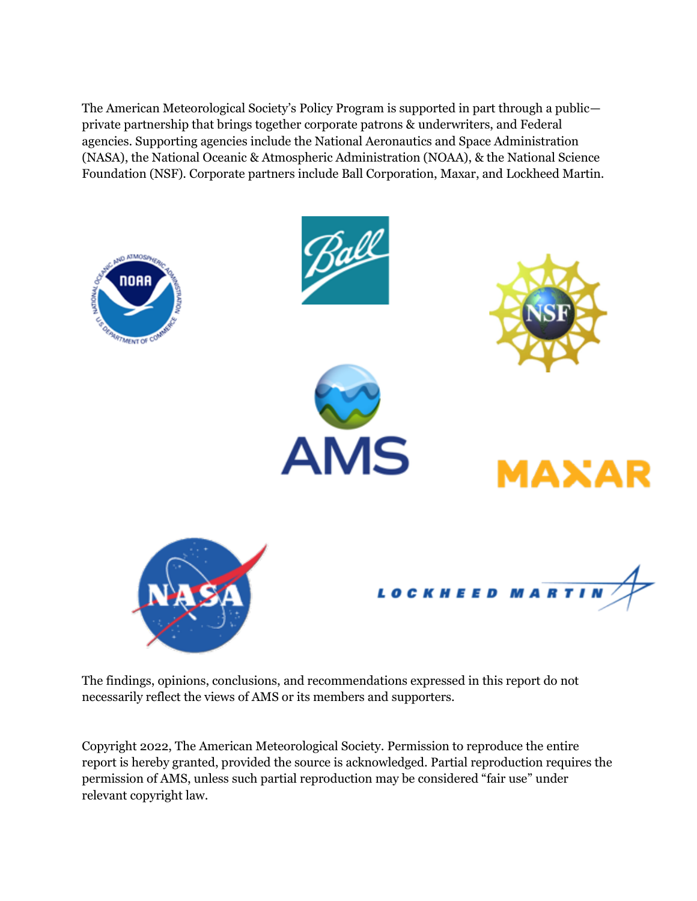The American Meteorological Society's Policy Program is supported in part through a public—private partnership that brings together corporate patrons & underwriters, and Federal agencies. Supporting agencies include the National Aeronautics and Space Administration (NASA), the National Oceanic & Atmospheric Administration (NOAA), & the National Science Foundation (NSF). Corporate partners include Ball Corporation, Maxar, and Lockheed Martin.

The findings, opinions, conclusions, and recommendations expressed in this report do not necessarily reflect the views of AMS or its members and supporters.

Copyright 2022, The American Meteorological Society. Permission to reproduce the entire report is hereby granted, provided the source is acknowledged. Partial reproduction requires the permission of AMS, unless such partial reproduction may be considered "fair use" under relevant copyright law.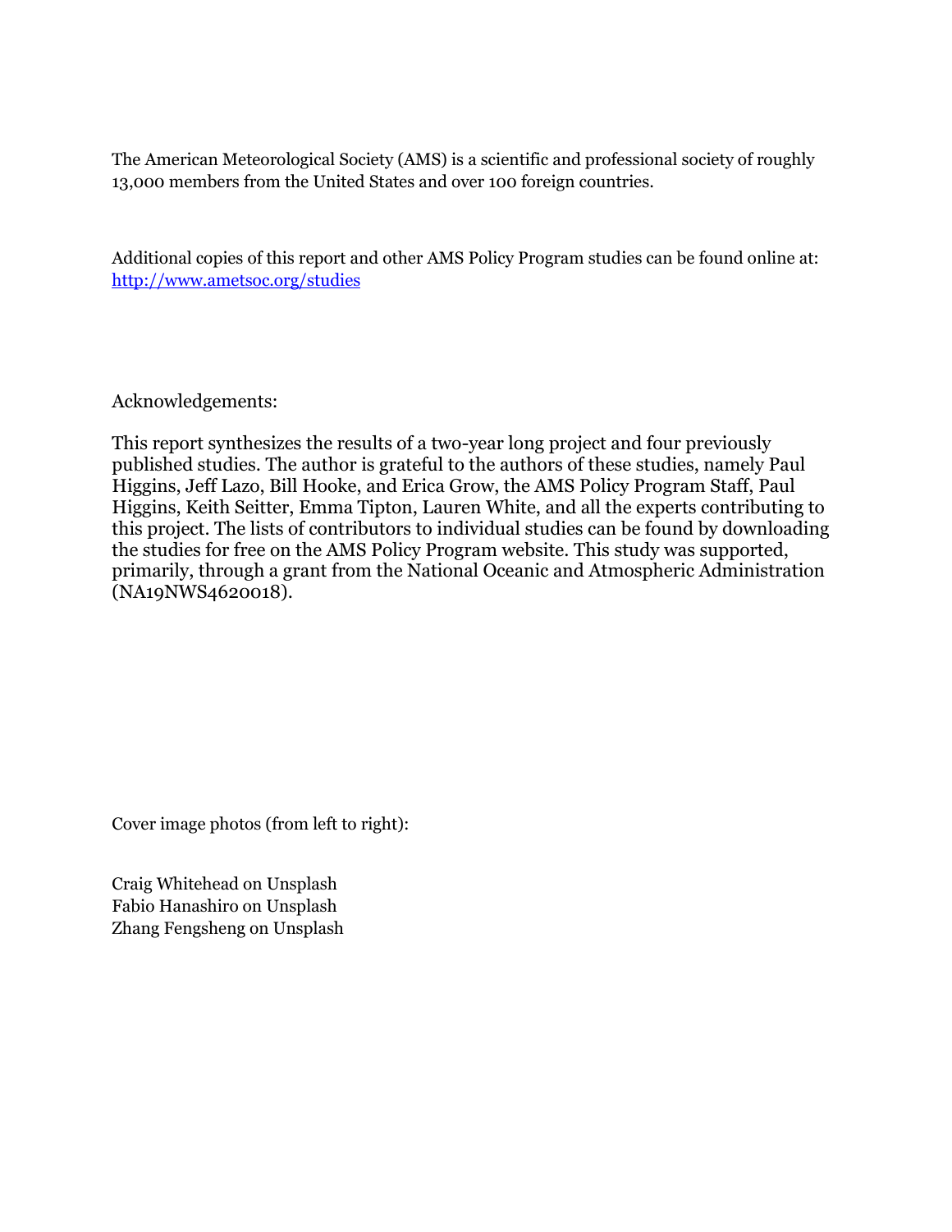The American Meteorological Society (AMS) is a scientific and professional society of roughly 13,000 members from the United States and over 100 foreign countries.

Additional copies of this report and other AMS Policy Program studies can be found online at: [http://www.ametsoc.org/studies](http://www.ametsoc.org/studies)

Acknowledgements:

This report synthesizes the results of a two-year long project and four previously published studies. The author is grateful to the authors of these studies, namely Paul Higgins, Jeff Lazo, Bill Hooke, and Erica Grow, the AMS Policy Program Staff, Paul Higgins, Keith Seitter, Emma Tipton, Lauren White, and all the experts contributing to this project. The lists of contributors to individual studies can be found by downloading the studies for free on the AMS Policy Program website. This study was supported, primarily, through a grant from the National Oceanic and Atmospheric Administration (NA19NWS4620018).

Cover image photos (from left to right):

Craig Whitehead on Unsplash
Fabio Hanashiro on Unsplash
Zhang Fengsheng on Unsplash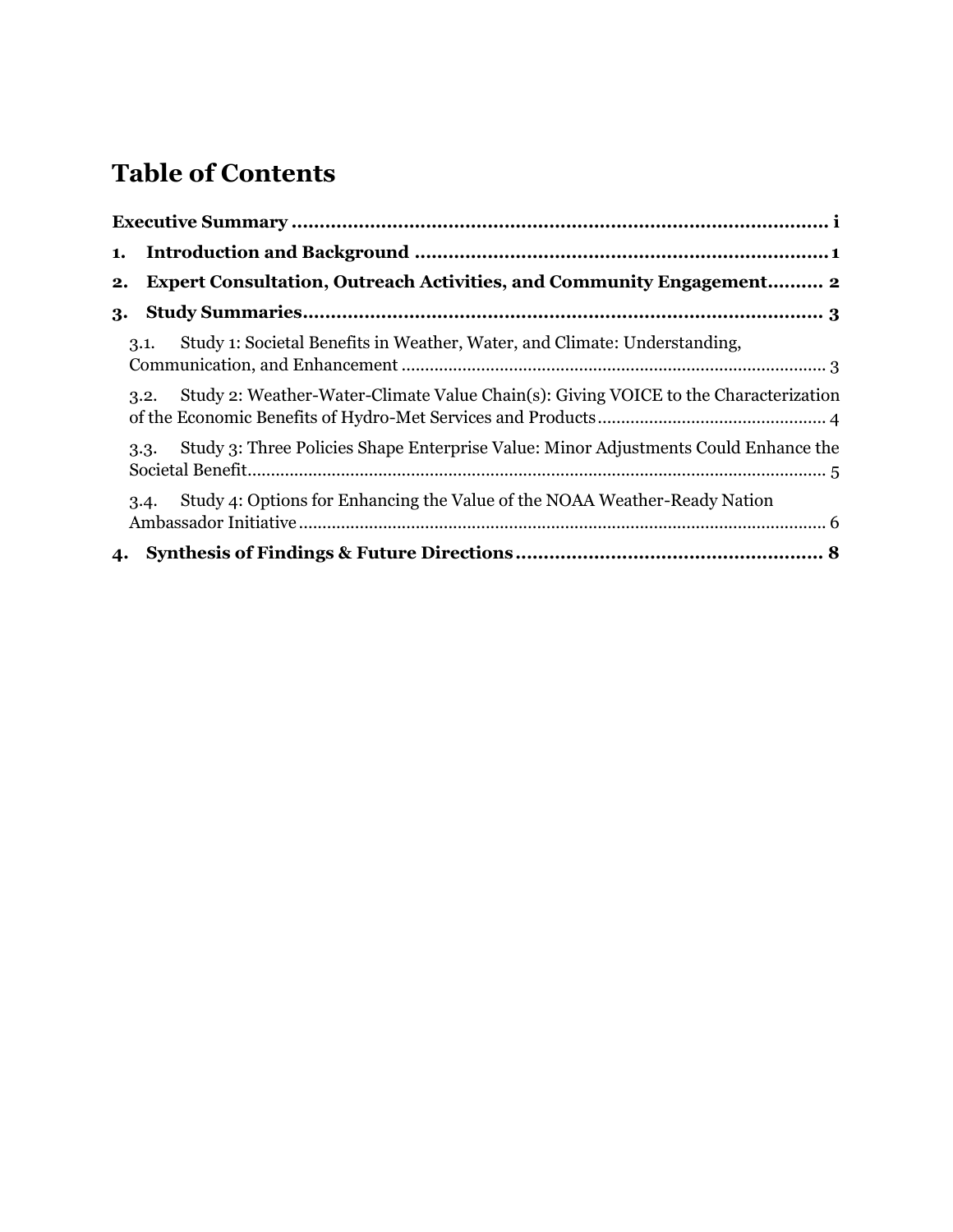# Table of Contents

**Executive Summary** ........................................................................................ **i**

**1. Introduction and Background** ........................................................................ **1**

**2. Expert Consultation, Outreach Activities, and Community Engagement**.......... **2**

**3. Study Summaries**............................................................................................ **3**

- 3.1. Study 1: Societal Benefits in Weather, Water, and Climate: Understanding, Communication, and Enhancement ........................................................................... 3
- 3.2. Study 2: Weather-Water-Climate Value Chain(s): Giving VOICE to the Characterization of the Economic Benefits of Hydro-Met Services and Products................................................ 4
- 3.3. Study 3: Three Policies Shape Enterprise Value: Minor Adjustments Could Enhance the Societal Benefit............................................................................................................ 5
- 3.4. Study 4: Options for Enhancing the Value of the NOAA Weather-Ready Nation Ambassador Initiative................................................................................................ 6

**4. Synthesis of Findings & Future Directions** ...................................................... **8**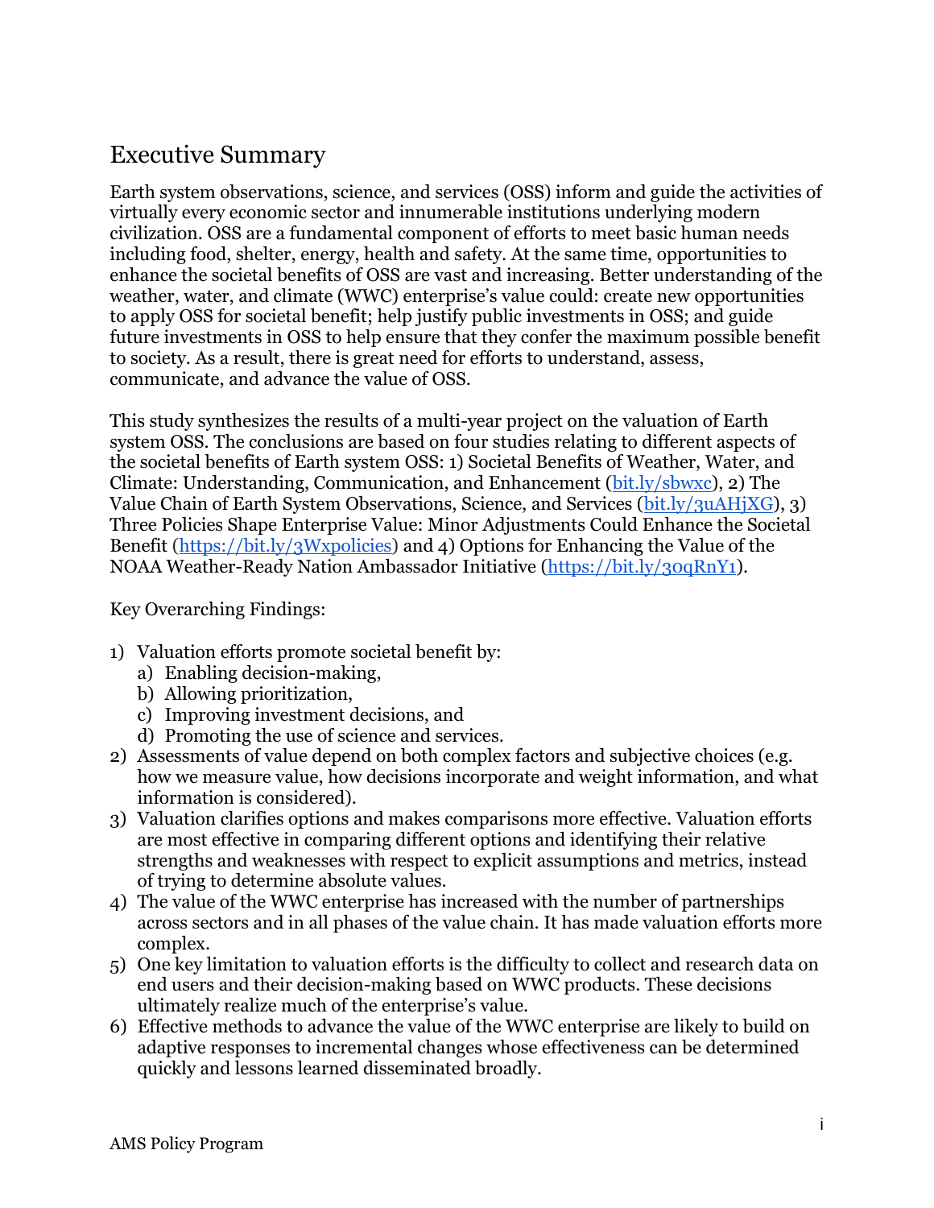## Executive Summary

Earth system observations, science, and services (OSS) inform and guide the activities of virtually every economic sector and innumerable institutions underlying modern civilization. OSS are a fundamental component of efforts to meet basic human needs including food, shelter, energy, health and safety. At the same time, opportunities to enhance the societal benefits of OSS are vast and increasing. Better understanding of the weather, water, and climate (WWC) enterprise's value could: create new opportunities to apply OSS for societal benefit; help justify public investments in OSS; and guide future investments in OSS to help ensure that they confer the maximum possible benefit to society. As a result, there is great need for efforts to understand, assess, communicate, and advance the value of OSS.

This study synthesizes the results of a multi-year project on the valuation of Earth system OSS. The conclusions are based on four studies relating to different aspects of the societal benefits of Earth system OSS: 1) Societal Benefits of Weather, Water, and Climate: Understanding, Communication, and Enhancement (bit.ly/sbwxc), 2) The Value Chain of Earth System Observations, Science, and Services (bit.ly/3uAHjXG), 3) Three Policies Shape Enterprise Value: Minor Adjustments Could Enhance the Societal Benefit (https://bit.ly/3Wxpolicies) and 4) Options for Enhancing the Value of the NOAA Weather-Ready Nation Ambassador Initiative (https://bit.ly/30qRnY1).

Key Overarching Findings:

1) Valuation efforts promote societal benefit by:
   a) Enabling decision-making,
   b) Allowing prioritization,
   c) Improving investment decisions, and
   d) Promoting the use of science and services.
2) Assessments of value depend on both complex factors and subjective choices (e.g. how we measure value, how decisions incorporate and weight information, and what information is considered).
3) Valuation clarifies options and makes comparisons more effective. Valuation efforts are most effective in comparing different options and identifying their relative strengths and weaknesses with respect to explicit assumptions and metrics, instead of trying to determine absolute values.
4) The value of the WWC enterprise has increased with the number of partnerships across sectors and in all phases of the value chain. It has made valuation efforts more complex.
5) One key limitation to valuation efforts is the difficulty to collect and research data on end users and their decision-making based on WWC products. These decisions ultimately realize much of the enterprise's value.
6) Effective methods to advance the value of the WWC enterprise are likely to build on adaptive responses to incremental changes whose effectiveness can be determined quickly and lessons learned disseminated broadly.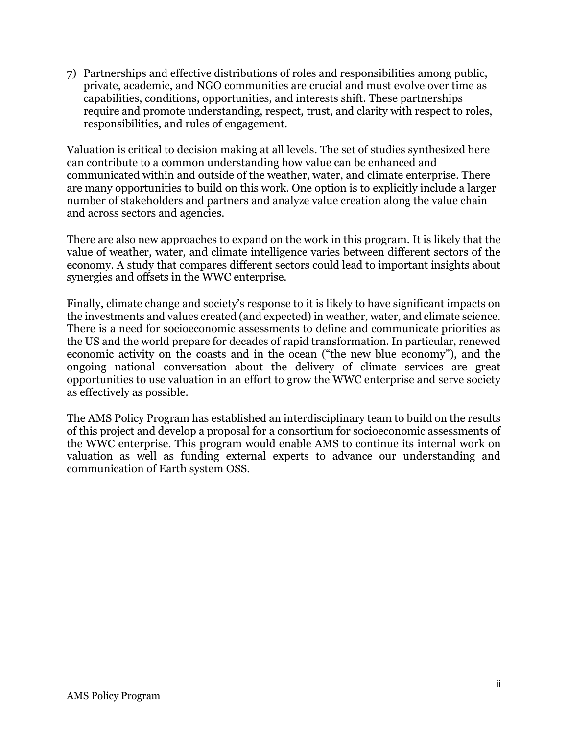7) Partnerships and effective distributions of roles and responsibilities among public, private, academic, and NGO communities are crucial and must evolve over time as capabilities, conditions, opportunities, and interests shift. These partnerships require and promote understanding, respect, trust, and clarity with respect to roles, responsibilities, and rules of engagement.

Valuation is critical to decision making at all levels. The set of studies synthesized here can contribute to a common understanding how value can be enhanced and communicated within and outside of the weather, water, and climate enterprise. There are many opportunities to build on this work. One option is to explicitly include a larger number of stakeholders and partners and analyze value creation along the value chain and across sectors and agencies.

There are also new approaches to expand on the work in this program. It is likely that the value of weather, water, and climate intelligence varies between different sectors of the economy. A study that compares different sectors could lead to important insights about synergies and offsets in the WWC enterprise.

Finally, climate change and society's response to it is likely to have significant impacts on the investments and values created (and expected) in weather, water, and climate science. There is a need for socioeconomic assessments to define and communicate priorities as the US and the world prepare for decades of rapid transformation. In particular, renewed economic activity on the coasts and in the ocean ("the new blue economy"), and the ongoing national conversation about the delivery of climate services are great opportunities to use valuation in an effort to grow the WWC enterprise and serve society as effectively as possible.

The AMS Policy Program has established an interdisciplinary team to build on the results of this project and develop a proposal for a consortium for socioeconomic assessments of the WWC enterprise. This program would enable AMS to continue its internal work on valuation as well as funding external experts to advance our understanding and communication of Earth system OSS.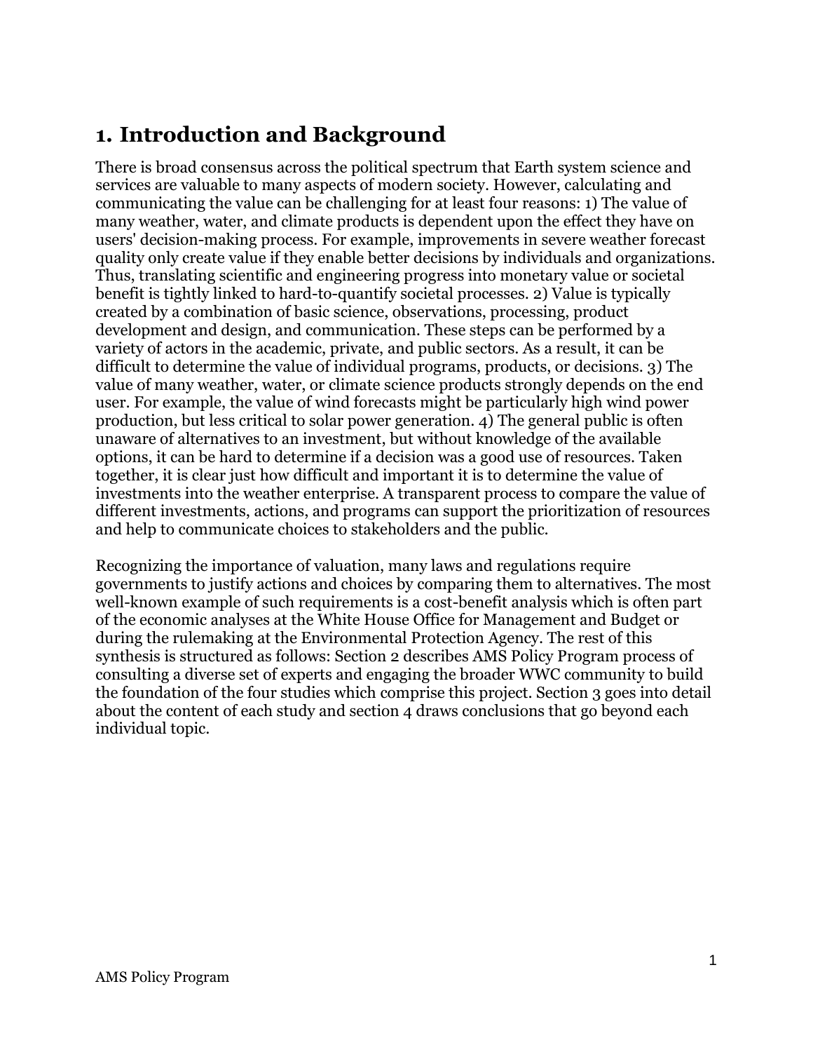## 1. Introduction and Background

There is broad consensus across the political spectrum that Earth system science and services are valuable to many aspects of modern society. However, calculating and communicating the value can be challenging for at least four reasons: 1) The value of many weather, water, and climate products is dependent upon the effect they have on users' decision-making process. For example, improvements in severe weather forecast quality only create value if they enable better decisions by individuals and organizations. Thus, translating scientific and engineering progress into monetary value or societal benefit is tightly linked to hard-to-quantify societal processes. 2) Value is typically created by a combination of basic science, observations, processing, product development and design, and communication. These steps can be performed by a variety of actors in the academic, private, and public sectors. As a result, it can be difficult to determine the value of individual programs, products, or decisions. 3) The value of many weather, water, or climate science products strongly depends on the end user. For example, the value of wind forecasts might be particularly high wind power production, but less critical to solar power generation. 4) The general public is often unaware of alternatives to an investment, but without knowledge of the available options, it can be hard to determine if a decision was a good use of resources. Taken together, it is clear just how difficult and important it is to determine the value of investments into the weather enterprise. A transparent process to compare the value of different investments, actions, and programs can support the prioritization of resources and help to communicate choices to stakeholders and the public.

Recognizing the importance of valuation, many laws and regulations require governments to justify actions and choices by comparing them to alternatives. The most well-known example of such requirements is a cost-benefit analysis which is often part of the economic analyses at the White House Office for Management and Budget or during the rulemaking at the Environmental Protection Agency. The rest of this synthesis is structured as follows: Section 2 describes AMS Policy Program process of consulting a diverse set of experts and engaging the broader WWC community to build the foundation of the four studies which comprise this project. Section 3 goes into detail about the content of each study and section 4 draws conclusions that go beyond each individual topic.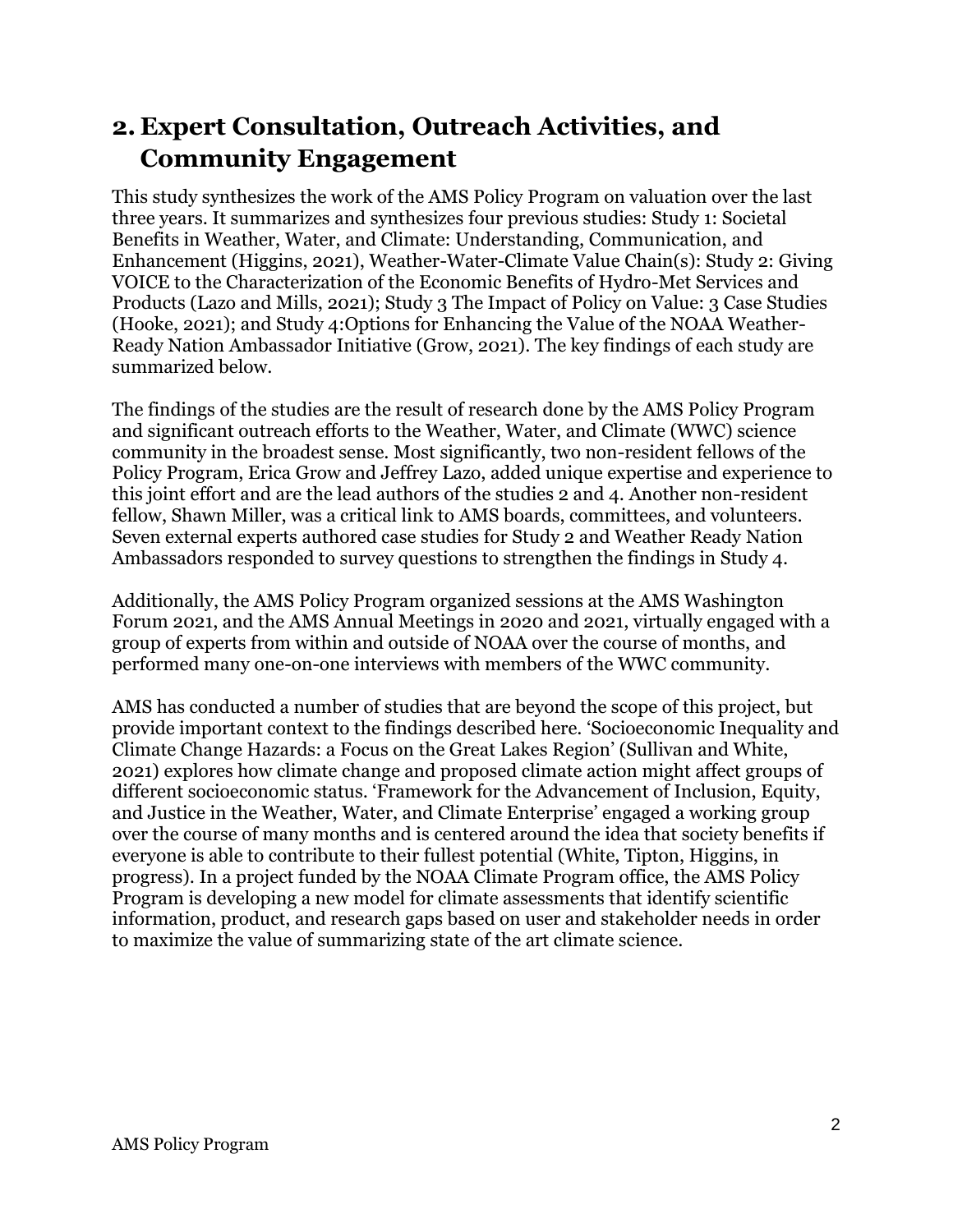## 2. Expert Consultation, Outreach Activities, and Community Engagement

This study synthesizes the work of the AMS Policy Program on valuation over the last three years. It summarizes and synthesizes four previous studies: Study 1: Societal Benefits in Weather, Water, and Climate: Understanding, Communication, and Enhancement (Higgins, 2021), Weather-Water-Climate Value Chain(s): Study 2: Giving VOICE to the Characterization of the Economic Benefits of Hydro-Met Services and Products (Lazo and Mills, 2021); Study 3 The Impact of Policy on Value: 3 Case Studies (Hooke, 2021); and Study 4:Options for Enhancing the Value of the NOAA Weather-Ready Nation Ambassador Initiative (Grow, 2021). The key findings of each study are summarized below.

The findings of the studies are the result of research done by the AMS Policy Program and significant outreach efforts to the Weather, Water, and Climate (WWC) science community in the broadest sense. Most significantly, two non-resident fellows of the Policy Program, Erica Grow and Jeffrey Lazo, added unique expertise and experience to this joint effort and are the lead authors of the studies 2 and 4. Another non-resident fellow, Shawn Miller, was a critical link to AMS boards, committees, and volunteers. Seven external experts authored case studies for Study 2 and Weather Ready Nation Ambassadors responded to survey questions to strengthen the findings in Study 4.

Additionally, the AMS Policy Program organized sessions at the AMS Washington Forum 2021, and the AMS Annual Meetings in 2020 and 2021, virtually engaged with a group of experts from within and outside of NOAA over the course of months, and performed many one-on-one interviews with members of the WWC community.

AMS has conducted a number of studies that are beyond the scope of this project, but provide important context to the findings described here. 'Socioeconomic Inequality and Climate Change Hazards: a Focus on the Great Lakes Region' (Sullivan and White, 2021) explores how climate change and proposed climate action might affect groups of different socioeconomic status. 'Framework for the Advancement of Inclusion, Equity, and Justice in the Weather, Water, and Climate Enterprise' engaged a working group over the course of many months and is centered around the idea that society benefits if everyone is able to contribute to their fullest potential (White, Tipton, Higgins, in progress). In a project funded by the NOAA Climate Program office, the AMS Policy Program is developing a new model for climate assessments that identify scientific information, product, and research gaps based on user and stakeholder needs in order to maximize the value of summarizing state of the art climate science.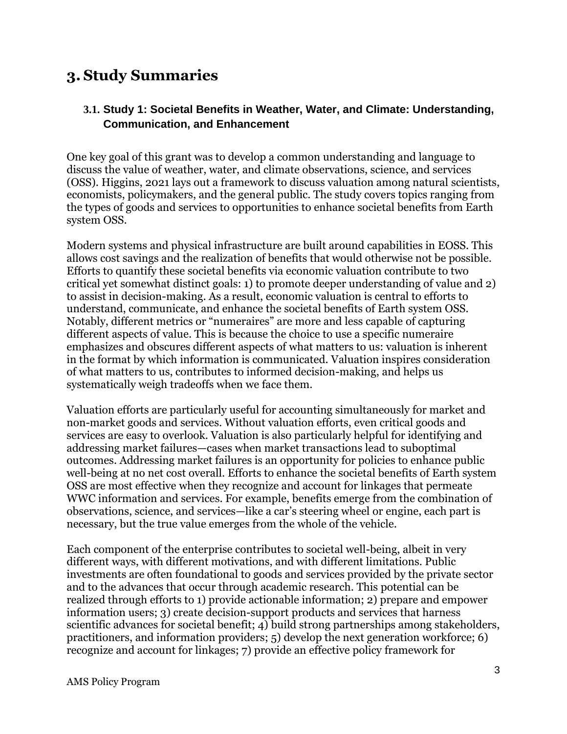# 3. Study Summaries

## 3.1. Study 1: Societal Benefits in Weather, Water, and Climate: Understanding, Communication, and Enhancement

One key goal of this grant was to develop a common understanding and language to discuss the value of weather, water, and climate observations, science, and services (OSS). Higgins, 2021 lays out a framework to discuss valuation among natural scientists, economists, policymakers, and the general public. The study covers topics ranging from the types of goods and services to opportunities to enhance societal benefits from Earth system OSS.

Modern systems and physical infrastructure are built around capabilities in EOSS. This allows cost savings and the realization of benefits that would otherwise not be possible. Efforts to quantify these societal benefits via economic valuation contribute to two critical yet somewhat distinct goals: 1) to promote deeper understanding of value and 2) to assist in decision-making. As a result, economic valuation is central to efforts to understand, communicate, and enhance the societal benefits of Earth system OSS. Notably, different metrics or "numeraires" are more and less capable of capturing different aspects of value. This is because the choice to use a specific numeraire emphasizes and obscures different aspects of what matters to us: valuation is inherent in the format by which information is communicated. Valuation inspires consideration of what matters to us, contributes to informed decision-making, and helps us systematically weigh tradeoffs when we face them.

Valuation efforts are particularly useful for accounting simultaneously for market and non-market goods and services. Without valuation efforts, even critical goods and services are easy to overlook. Valuation is also particularly helpful for identifying and addressing market failures—cases when market transactions lead to suboptimal outcomes. Addressing market failures is an opportunity for policies to enhance public well-being at no net cost overall. Efforts to enhance the societal benefits of Earth system OSS are most effective when they recognize and account for linkages that permeate WWC information and services. For example, benefits emerge from the combination of observations, science, and services—like a car's steering wheel or engine, each part is necessary, but the true value emerges from the whole of the vehicle.

Each component of the enterprise contributes to societal well-being, albeit in very different ways, with different motivations, and with different limitations. Public investments are often foundational to goods and services provided by the private sector and to the advances that occur through academic research. This potential can be realized through efforts to 1) provide actionable information; 2) prepare and empower information users; 3) create decision-support products and services that harness scientific advances for societal benefit; 4) build strong partnerships among stakeholders, practitioners, and information providers; 5) develop the next generation workforce; 6) recognize and account for linkages; 7) provide an effective policy framework for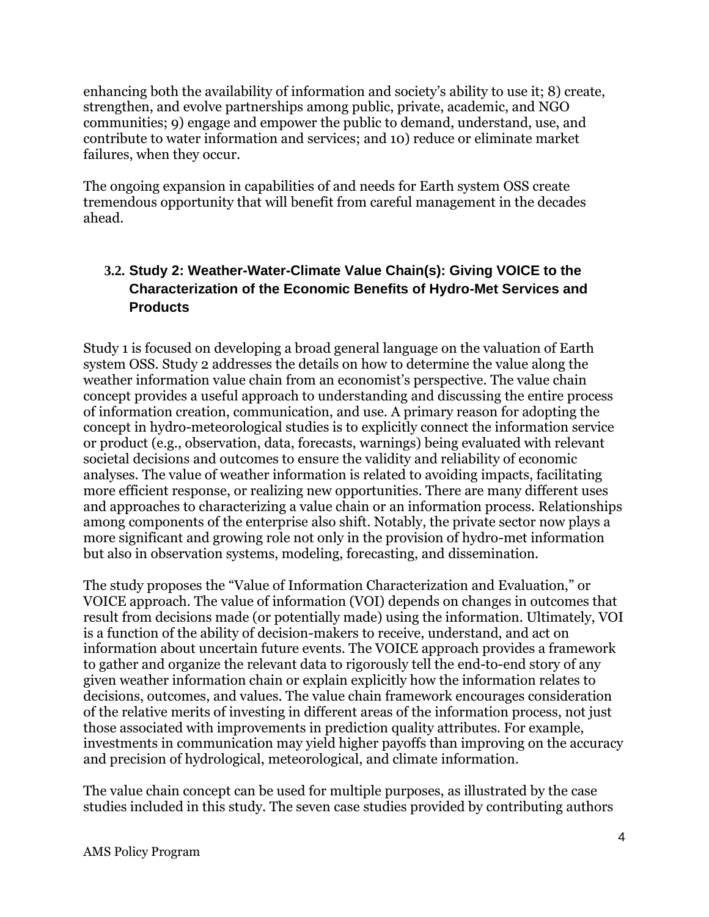enhancing both the availability of information and society's ability to use it; 8) create, strengthen, and evolve partnerships among public, private, academic, and NGO communities; 9) engage and empower the public to demand, understand, use, and contribute to water information and services; and 10) reduce or eliminate market failures, when they occur.

The ongoing expansion in capabilities of and needs for Earth system OSS create tremendous opportunity that will benefit from careful management in the decades ahead.

### 3.2. Study 2: Weather-Water-Climate Value Chain(s): Giving VOICE to the Characterization of the Economic Benefits of Hydro-Met Services and Products

Study 1 is focused on developing a broad general language on the valuation of Earth system OSS. Study 2 addresses the details on how to determine the value along the weather information value chain from an economist's perspective. The value chain concept provides a useful approach to understanding and discussing the entire process of information creation, communication, and use. A primary reason for adopting the concept in hydro-meteorological studies is to explicitly connect the information service or product (e.g., observation, data, forecasts, warnings) being evaluated with relevant societal decisions and outcomes to ensure the validity and reliability of economic analyses. The value of weather information is related to avoiding impacts, facilitating more efficient response, or realizing new opportunities. There are many different uses and approaches to characterizing a value chain or an information process. Relationships among components of the enterprise also shift. Notably, the private sector now plays a more significant and growing role not only in the provision of hydro-met information but also in observation systems, modeling, forecasting, and dissemination.

The study proposes the "Value of Information Characterization and Evaluation," or VOICE approach. The value of information (VOI) depends on changes in outcomes that result from decisions made (or potentially made) using the information. Ultimately, VOI is a function of the ability of decision-makers to receive, understand, and act on information about uncertain future events. The VOICE approach provides a framework to gather and organize the relevant data to rigorously tell the end-to-end story of any given weather information chain or explain explicitly how the information relates to decisions, outcomes, and values. The value chain framework encourages consideration of the relative merits of investing in different areas of the information process, not just those associated with improvements in prediction quality attributes. For example, investments in communication may yield higher payoffs than improving on the accuracy and precision of hydrological, meteorological, and climate information.

The value chain concept can be used for multiple purposes, as illustrated by the case studies included in this study. The seven case studies provided by contributing authors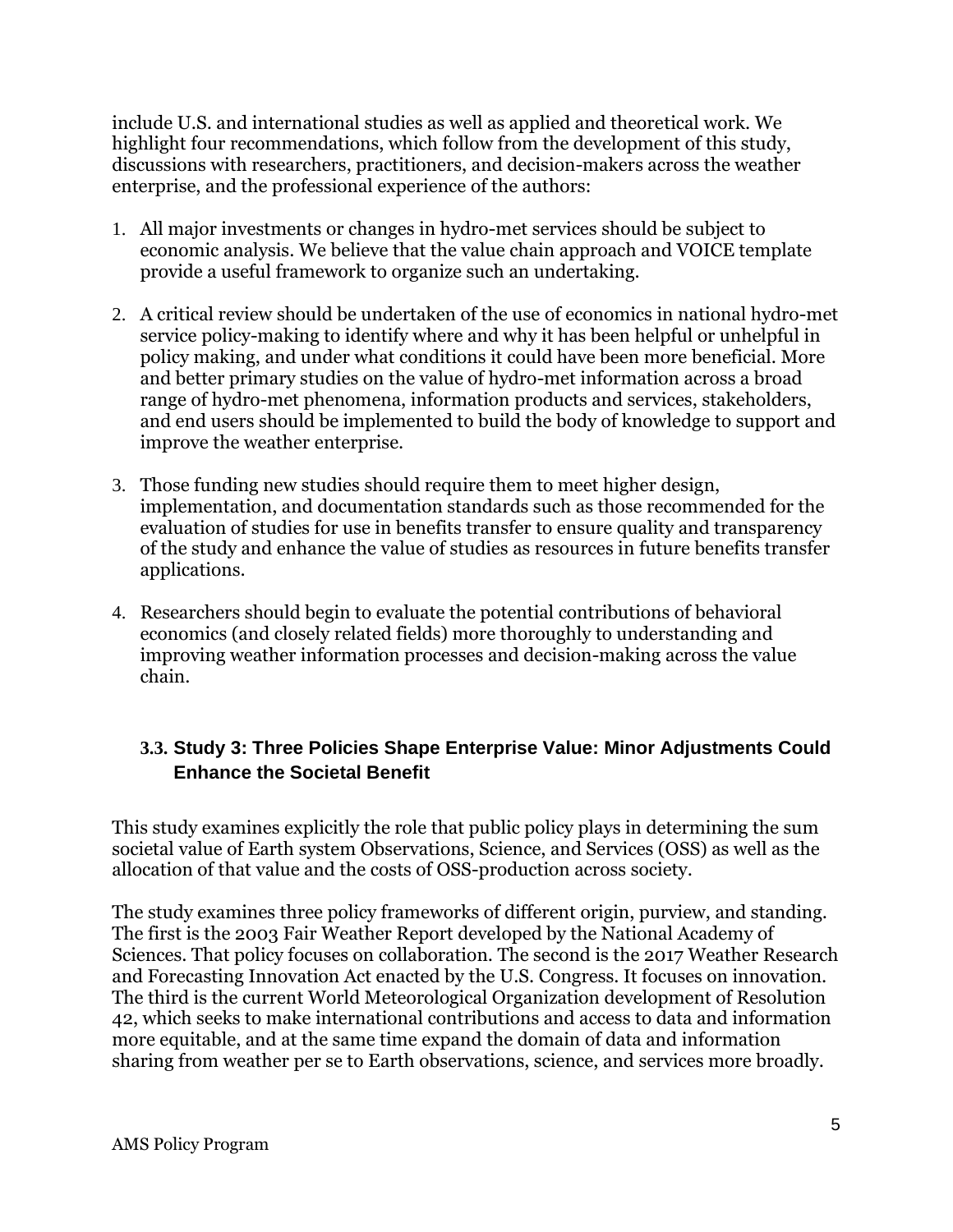include U.S. and international studies as well as applied and theoretical work. We highlight four recommendations, which follow from the development of this study, discussions with researchers, practitioners, and decision-makers across the weather enterprise, and the professional experience of the authors:

1. All major investments or changes in hydro-met services should be subject to economic analysis. We believe that the value chain approach and VOICE template provide a useful framework to organize such an undertaking.

2. A critical review should be undertaken of the use of economics in national hydro-met service policy-making to identify where and why it has been helpful or unhelpful in policy making, and under what conditions it could have been more beneficial. More and better primary studies on the value of hydro-met information across a broad range of hydro-met phenomena, information products and services, stakeholders, and end users should be implemented to build the body of knowledge to support and improve the weather enterprise.

3. Those funding new studies should require them to meet higher design, implementation, and documentation standards such as those recommended for the evaluation of studies for use in benefits transfer to ensure quality and transparency of the study and enhance the value of studies as resources in future benefits transfer applications.

4. Researchers should begin to evaluate the potential contributions of behavioral economics (and closely related fields) more thoroughly to understanding and improving weather information processes and decision-making across the value chain.

### 3.3. Study 3: Three Policies Shape Enterprise Value: Minor Adjustments Could Enhance the Societal Benefit

This study examines explicitly the role that public policy plays in determining the sum societal value of Earth system Observations, Science, and Services (OSS) as well as the allocation of that value and the costs of OSS-production across society.

The study examines three policy frameworks of different origin, purview, and standing. The first is the 2003 Fair Weather Report developed by the National Academy of Sciences. That policy focuses on collaboration. The second is the 2017 Weather Research and Forecasting Innovation Act enacted by the U.S. Congress. It focuses on innovation. The third is the current World Meteorological Organization development of Resolution 42, which seeks to make international contributions and access to data and information more equitable, and at the same time expand the domain of data and information sharing from weather per se to Earth observations, science, and services more broadly.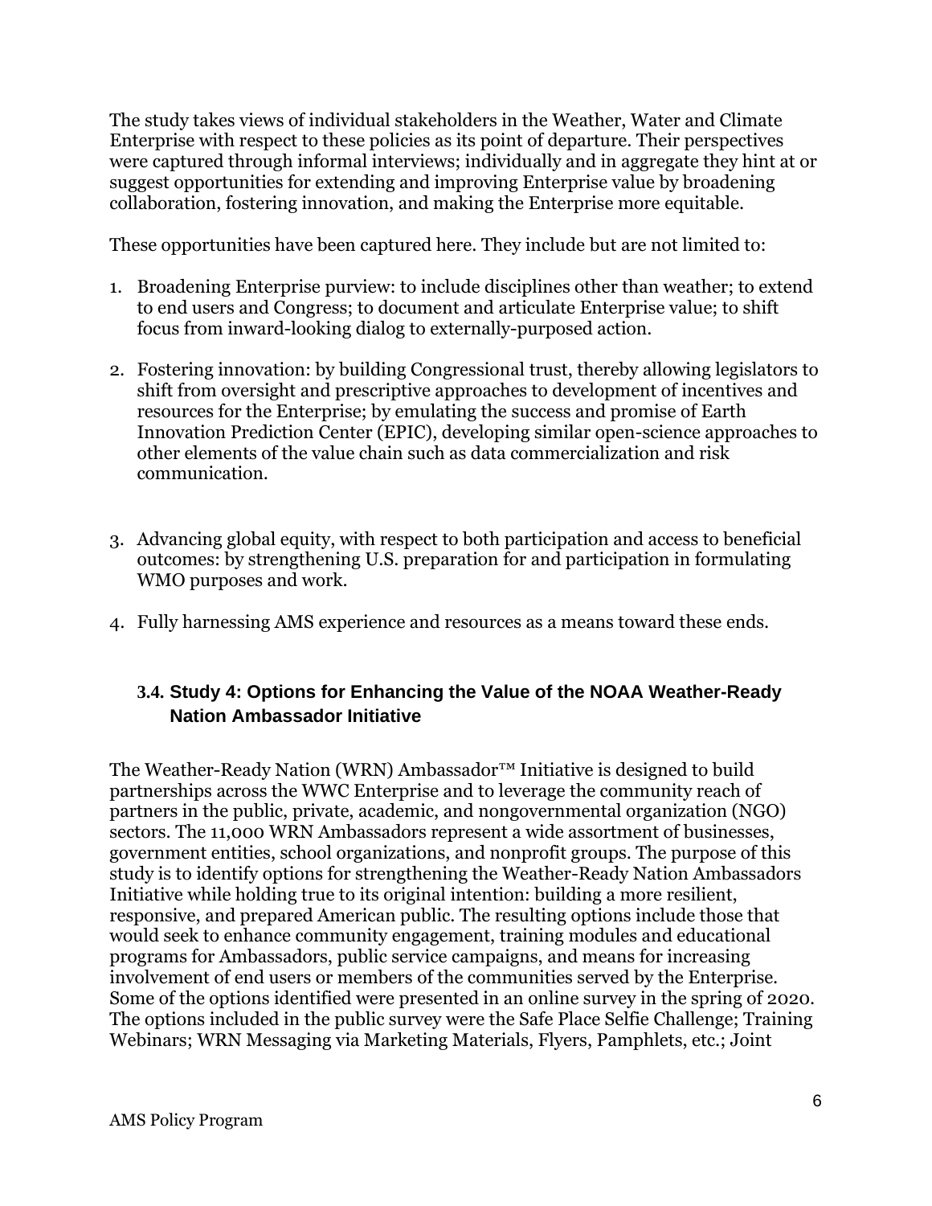The study takes views of individual stakeholders in the Weather, Water and Climate Enterprise with respect to these policies as its point of departure. Their perspectives were captured through informal interviews; individually and in aggregate they hint at or suggest opportunities for extending and improving Enterprise value by broadening collaboration, fostering innovation, and making the Enterprise more equitable.

These opportunities have been captured here. They include but are not limited to:

1. Broadening Enterprise purview: to include disciplines other than weather; to extend to end users and Congress; to document and articulate Enterprise value; to shift focus from inward-looking dialog to externally-purposed action.
2. Fostering innovation: by building Congressional trust, thereby allowing legislators to shift from oversight and prescriptive approaches to development of incentives and resources for the Enterprise; by emulating the success and promise of Earth Innovation Prediction Center (EPIC), developing similar open-science approaches to other elements of the value chain such as data commercialization and risk communication.
3. Advancing global equity, with respect to both participation and access to beneficial outcomes: by strengthening U.S. preparation for and participation in formulating WMO purposes and work.
4. Fully harnessing AMS experience and resources as a means toward these ends.

### 3.4. Study 4: Options for Enhancing the Value of the NOAA Weather-Ready Nation Ambassador Initiative

The Weather-Ready Nation (WRN) Ambassador™ Initiative is designed to build partnerships across the WWC Enterprise and to leverage the community reach of partners in the public, private, academic, and nongovernmental organization (NGO) sectors. The 11,000 WRN Ambassadors represent a wide assortment of businesses, government entities, school organizations, and nonprofit groups. The purpose of this study is to identify options for strengthening the Weather-Ready Nation Ambassadors Initiative while holding true to its original intention: building a more resilient, responsive, and prepared American public. The resulting options include those that would seek to enhance community engagement, training modules and educational programs for Ambassadors, public service campaigns, and means for increasing involvement of end users or members of the communities served by the Enterprise. Some of the options identified were presented in an online survey in the spring of 2020. The options included in the public survey were the Safe Place Selfie Challenge; Training Webinars; WRN Messaging via Marketing Materials, Flyers, Pamphlets, etc.; Joint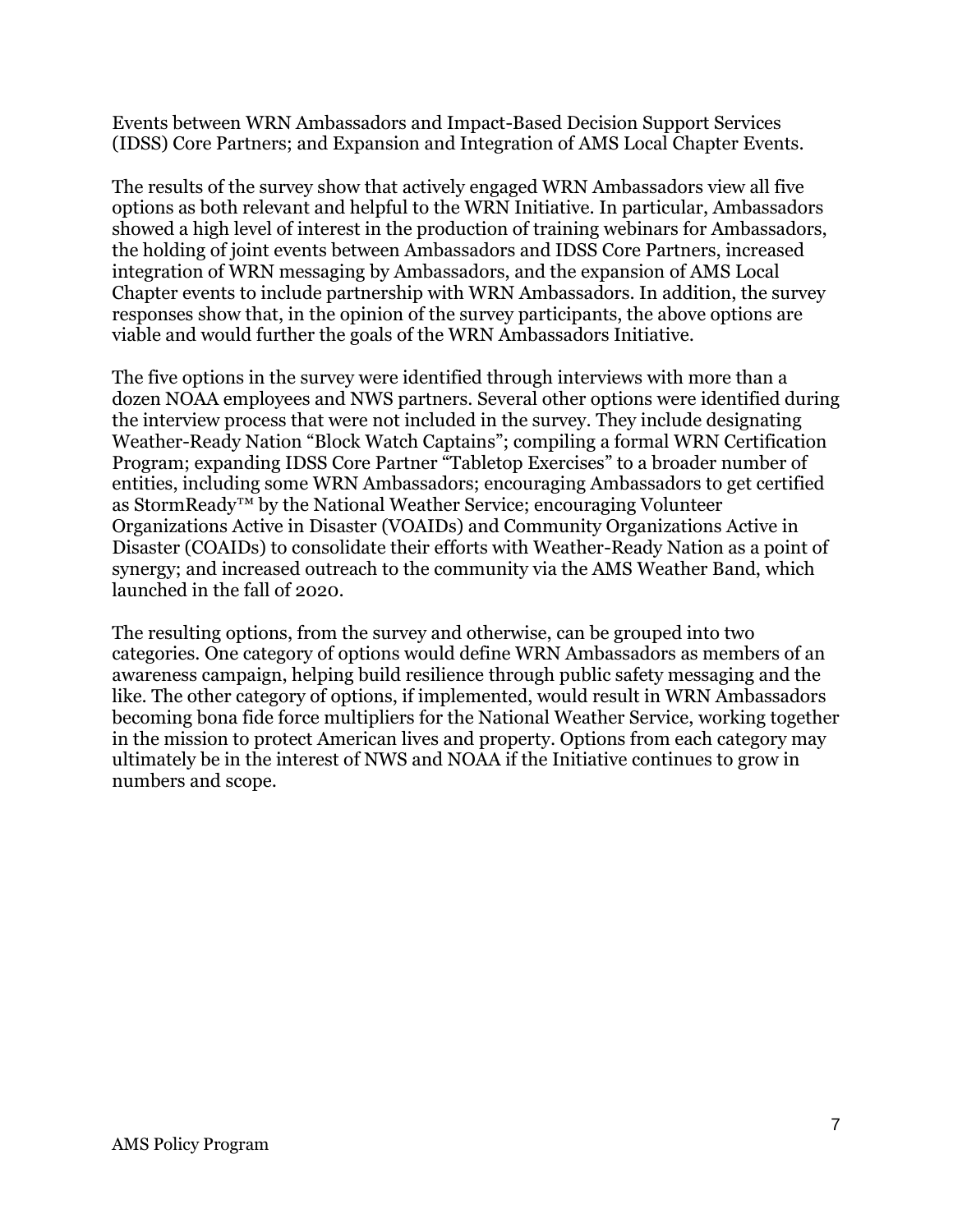Events between WRN Ambassadors and Impact-Based Decision Support Services (IDSS) Core Partners; and Expansion and Integration of AMS Local Chapter Events.

The results of the survey show that actively engaged WRN Ambassadors view all five options as both relevant and helpful to the WRN Initiative. In particular, Ambassadors showed a high level of interest in the production of training webinars for Ambassadors, the holding of joint events between Ambassadors and IDSS Core Partners, increased integration of WRN messaging by Ambassadors, and the expansion of AMS Local Chapter events to include partnership with WRN Ambassadors. In addition, the survey responses show that, in the opinion of the survey participants, the above options are viable and would further the goals of the WRN Ambassadors Initiative.

The five options in the survey were identified through interviews with more than a dozen NOAA employees and NWS partners. Several other options were identified during the interview process that were not included in the survey. They include designating Weather-Ready Nation "Block Watch Captains"; compiling a formal WRN Certification Program; expanding IDSS Core Partner "Tabletop Exercises" to a broader number of entities, including some WRN Ambassadors; encouraging Ambassadors to get certified as StormReady™ by the National Weather Service; encouraging Volunteer Organizations Active in Disaster (VOAIDs) and Community Organizations Active in Disaster (COAIDs) to consolidate their efforts with Weather-Ready Nation as a point of synergy; and increased outreach to the community via the AMS Weather Band, which launched in the fall of 2020.

The resulting options, from the survey and otherwise, can be grouped into two categories. One category of options would define WRN Ambassadors as members of an awareness campaign, helping build resilience through public safety messaging and the like. The other category of options, if implemented, would result in WRN Ambassadors becoming bona fide force multipliers for the National Weather Service, working together in the mission to protect American lives and property. Options from each category may ultimately be in the interest of NWS and NOAA if the Initiative continues to grow in numbers and scope.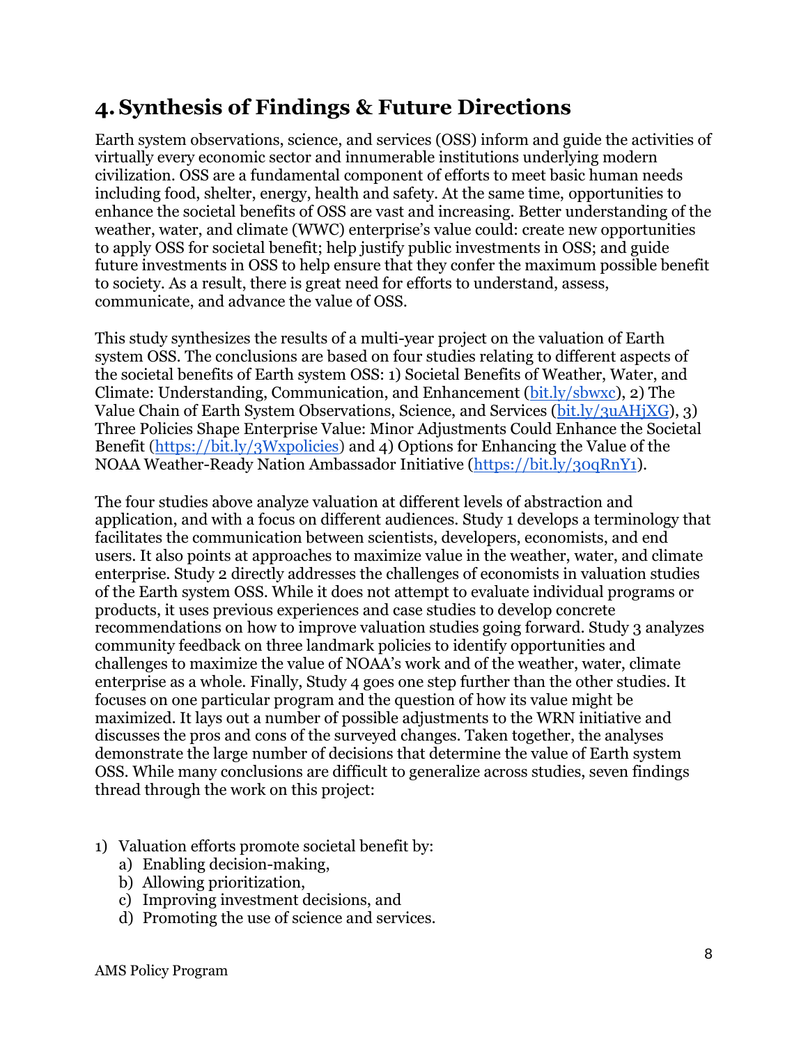# 4. Synthesis of Findings & Future Directions

Earth system observations, science, and services (OSS) inform and guide the activities of virtually every economic sector and innumerable institutions underlying modern civilization. OSS are a fundamental component of efforts to meet basic human needs including food, shelter, energy, health and safety. At the same time, opportunities to enhance the societal benefits of OSS are vast and increasing. Better understanding of the weather, water, and climate (WWC) enterprise's value could: create new opportunities to apply OSS for societal benefit; help justify public investments in OSS; and guide future investments in OSS to help ensure that they confer the maximum possible benefit to society. As a result, there is great need for efforts to understand, assess, communicate, and advance the value of OSS.

This study synthesizes the results of a multi-year project on the valuation of Earth system OSS. The conclusions are based on four studies relating to different aspects of the societal benefits of Earth system OSS: 1) Societal Benefits of Weather, Water, and Climate: Understanding, Communication, and Enhancement (bit.ly/sbwxc), 2) The Value Chain of Earth System Observations, Science, and Services (bit.ly/3uAHjXG), 3) Three Policies Shape Enterprise Value: Minor Adjustments Could Enhance the Societal Benefit (https://bit.ly/3Wxpolicies) and 4) Options for Enhancing the Value of the NOAA Weather-Ready Nation Ambassador Initiative (https://bit.ly/30qRnY1).

The four studies above analyze valuation at different levels of abstraction and application, and with a focus on different audiences. Study 1 develops a terminology that facilitates the communication between scientists, developers, economists, and end users. It also points at approaches to maximize value in the weather, water, and climate enterprise. Study 2 directly addresses the challenges of economists in valuation studies of the Earth system OSS. While it does not attempt to evaluate individual programs or products, it uses previous experiences and case studies to develop concrete recommendations on how to improve valuation studies going forward. Study 3 analyzes community feedback on three landmark policies to identify opportunities and challenges to maximize the value of NOAA's work and of the weather, water, climate enterprise as a whole. Finally, Study 4 goes one step further than the other studies. It focuses on one particular program and the question of how its value might be maximized. It lays out a number of possible adjustments to the WRN initiative and discusses the pros and cons of the surveyed changes. Taken together, the analyses demonstrate the large number of decisions that determine the value of Earth system OSS. While many conclusions are difficult to generalize across studies, seven findings thread through the work on this project:

1) Valuation efforts promote societal benefit by:
   a) Enabling decision-making,
   b) Allowing prioritization,
   c) Improving investment decisions, and
   d) Promoting the use of science and services.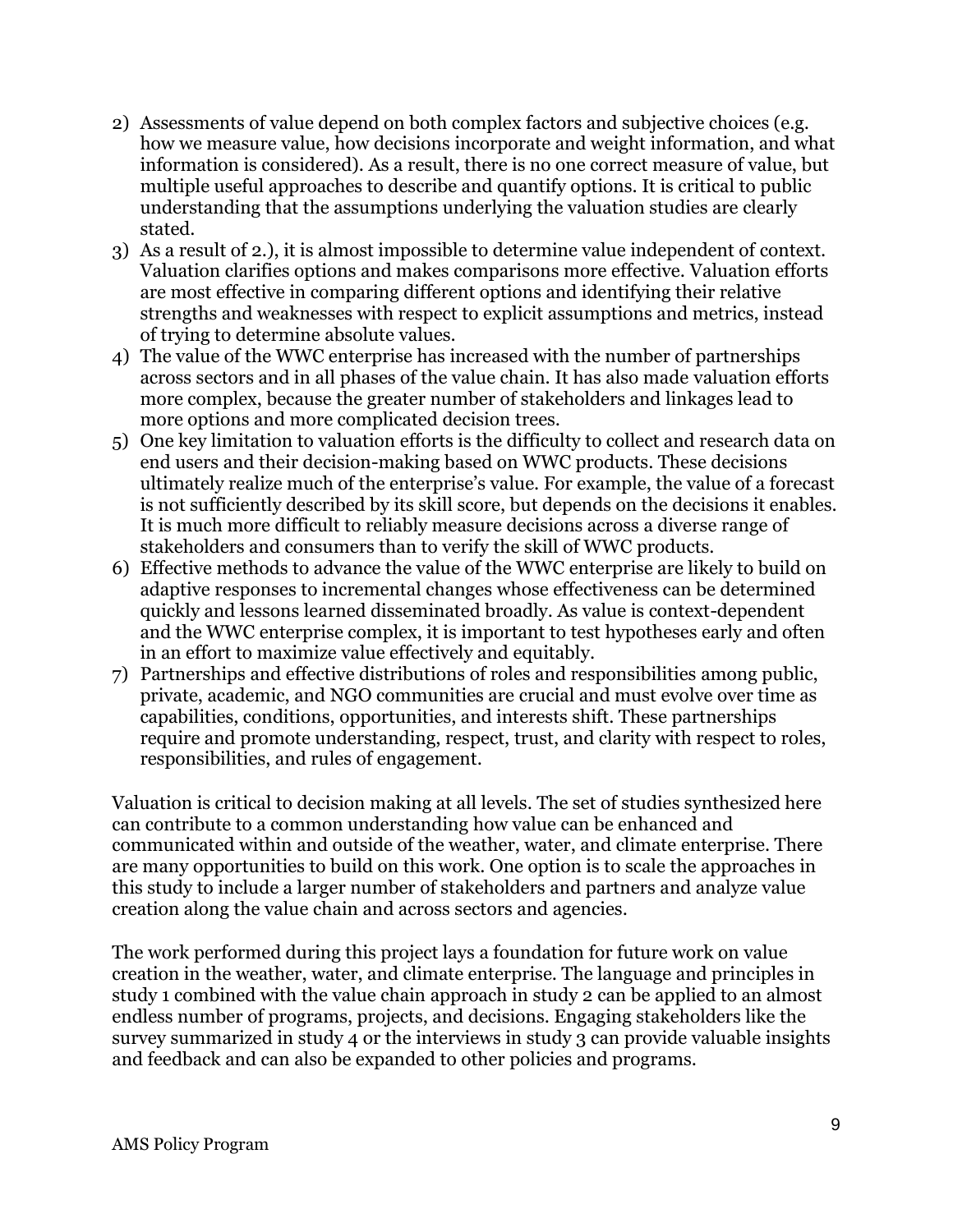2) Assessments of value depend on both complex factors and subjective choices (e.g. how we measure value, how decisions incorporate and weight information, and what information is considered). As a result, there is no one correct measure of value, but multiple useful approaches to describe and quantify options. It is critical to public understanding that the assumptions underlying the valuation studies are clearly stated.
3) As a result of 2.), it is almost impossible to determine value independent of context. Valuation clarifies options and makes comparisons more effective. Valuation efforts are most effective in comparing different options and identifying their relative strengths and weaknesses with respect to explicit assumptions and metrics, instead of trying to determine absolute values.
4) The value of the WWC enterprise has increased with the number of partnerships across sectors and in all phases of the value chain. It has also made valuation efforts more complex, because the greater number of stakeholders and linkages lead to more options and more complicated decision trees.
5) One key limitation to valuation efforts is the difficulty to collect and research data on end users and their decision-making based on WWC products. These decisions ultimately realize much of the enterprise's value. For example, the value of a forecast is not sufficiently described by its skill score, but depends on the decisions it enables. It is much more difficult to reliably measure decisions across a diverse range of stakeholders and consumers than to verify the skill of WWC products.
6) Effective methods to advance the value of the WWC enterprise are likely to build on adaptive responses to incremental changes whose effectiveness can be determined quickly and lessons learned disseminated broadly. As value is context-dependent and the WWC enterprise complex, it is important to test hypotheses early and often in an effort to maximize value effectively and equitably.
7) Partnerships and effective distributions of roles and responsibilities among public, private, academic, and NGO communities are crucial and must evolve over time as capabilities, conditions, opportunities, and interests shift. These partnerships require and promote understanding, respect, trust, and clarity with respect to roles, responsibilities, and rules of engagement.

Valuation is critical to decision making at all levels. The set of studies synthesized here can contribute to a common understanding how value can be enhanced and communicated within and outside of the weather, water, and climate enterprise. There are many opportunities to build on this work. One option is to scale the approaches in this study to include a larger number of stakeholders and partners and analyze value creation along the value chain and across sectors and agencies.

The work performed during this project lays a foundation for future work on value creation in the weather, water, and climate enterprise. The language and principles in study 1 combined with the value chain approach in study 2 can be applied to an almost endless number of programs, projects, and decisions. Engaging stakeholders like the survey summarized in study 4 or the interviews in study 3 can provide valuable insights and feedback and can also be expanded to other policies and programs.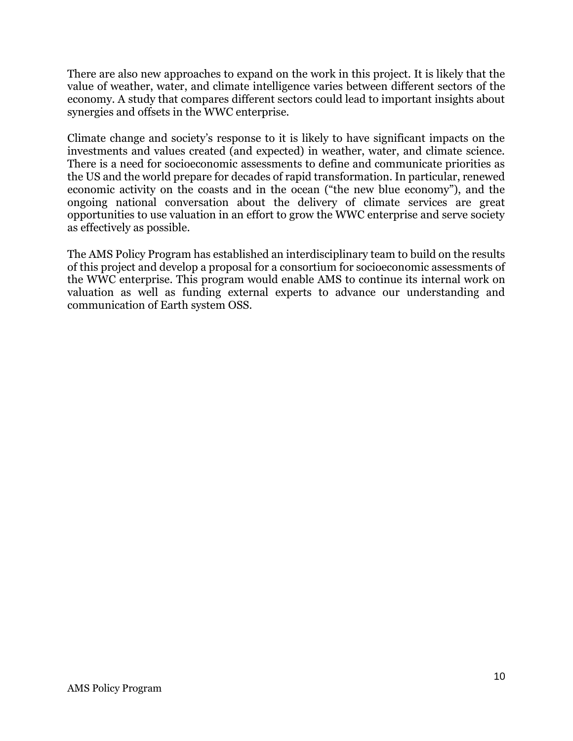There are also new approaches to expand on the work in this project. It is likely that the value of weather, water, and climate intelligence varies between different sectors of the economy. A study that compares different sectors could lead to important insights about synergies and offsets in the WWC enterprise.

Climate change and society's response to it is likely to have significant impacts on the investments and values created (and expected) in weather, water, and climate science. There is a need for socioeconomic assessments to define and communicate priorities as the US and the world prepare for decades of rapid transformation. In particular, renewed economic activity on the coasts and in the ocean ("the new blue economy"), and the ongoing national conversation about the delivery of climate services are great opportunities to use valuation in an effort to grow the WWC enterprise and serve society as effectively as possible.

The AMS Policy Program has established an interdisciplinary team to build on the results of this project and develop a proposal for a consortium for socioeconomic assessments of the WWC enterprise. This program would enable AMS to continue its internal work on valuation as well as funding external experts to advance our understanding and communication of Earth system OSS.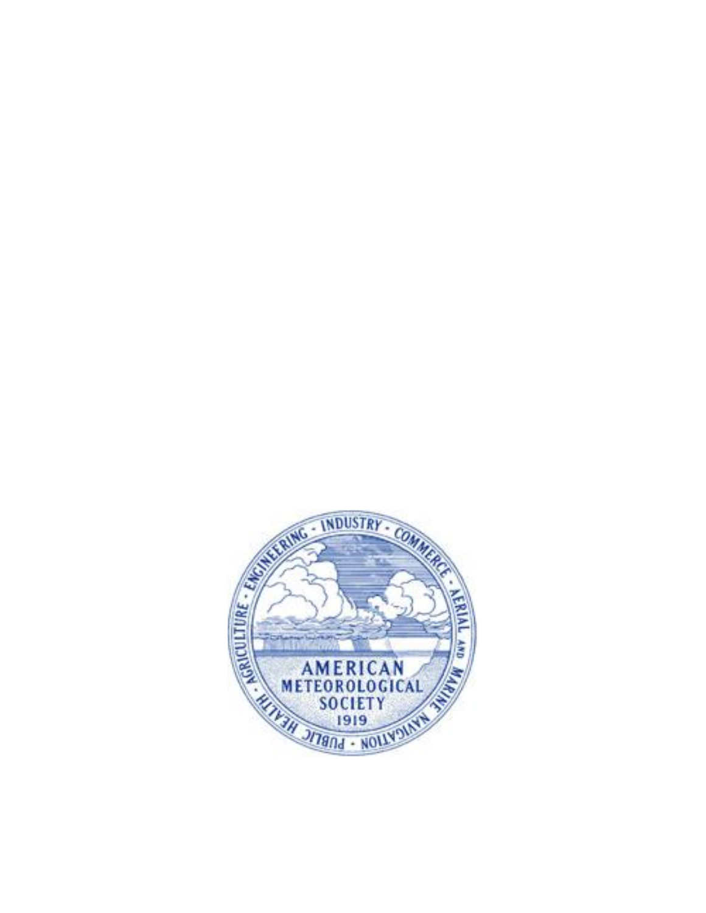AGRICULTURE · ENGINEERING · INDUSTRY · COMMERCE · AERIAL AND MARINE NAVIGATION · PUBLIC HEALTH

AMERICAN
METEOROLOGICAL
SOCIETY
1919